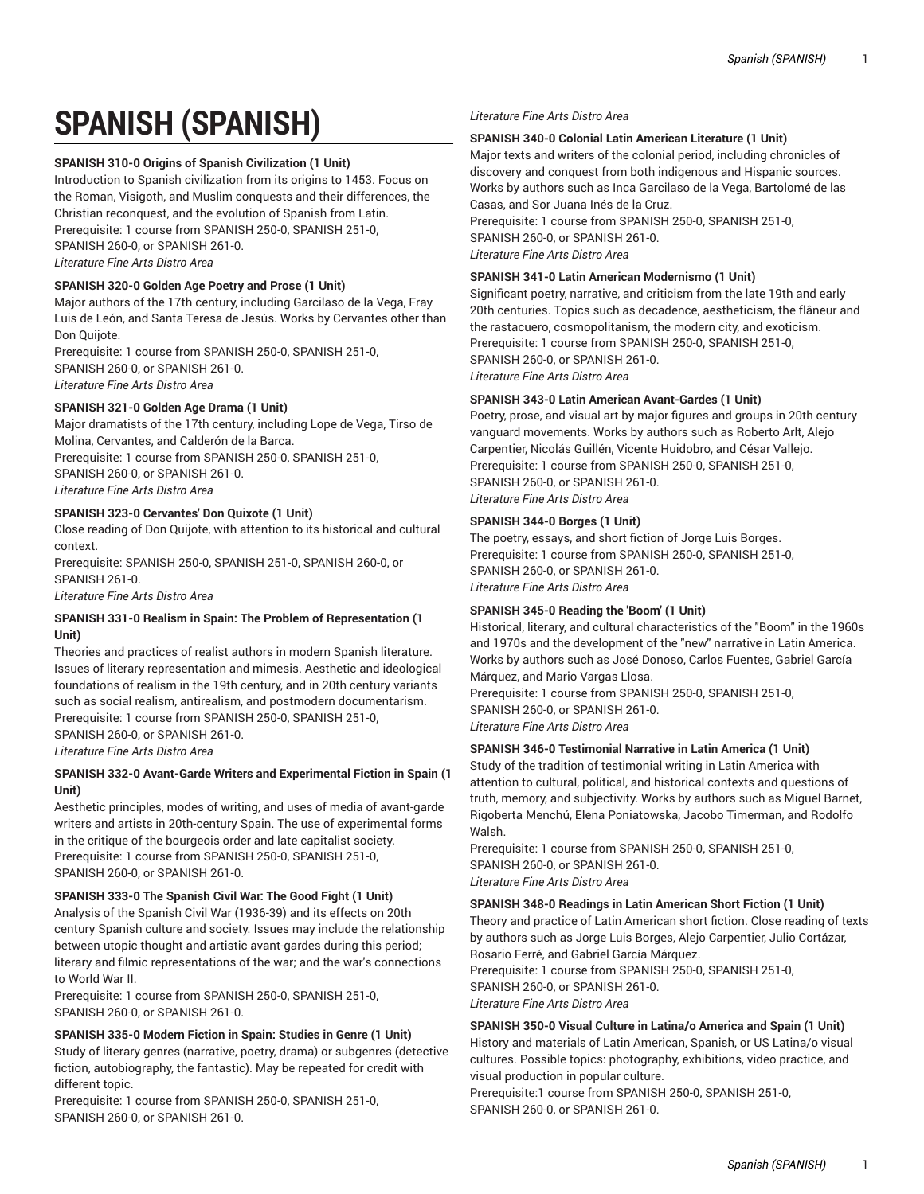# SPANISH (SPANISH)

**SPANISH 310-0 Origins of Spanish Civilization (1 Unit)**
Introduction to Spanish civilization from its origins to 1453. Focus on the Roman, Visigoth, and Muslim conquests and their differences, the Christian reconquest, and the evolution of Spanish from Latin.
Prerequisite: 1 course from SPANISH 250-0, SPANISH 251-0, SPANISH 260-0, or SPANISH 261-0.
*Literature Fine Arts Distro Area*

**SPANISH 320-0 Golden Age Poetry and Prose (1 Unit)**
Major authors of the 17th century, including Garcilaso de la Vega, Fray Luis de León, and Santa Teresa de Jesús. Works by Cervantes other than Don Quijote.
Prerequisite: 1 course from SPANISH 250-0, SPANISH 251-0, SPANISH 260-0, or SPANISH 261-0.
*Literature Fine Arts Distro Area*

**SPANISH 321-0 Golden Age Drama (1 Unit)**
Major dramatists of the 17th century, including Lope de Vega, Tirso de Molina, Cervantes, and Calderón de la Barca.
Prerequisite: 1 course from SPANISH 250-0, SPANISH 251-0, SPANISH 260-0, or SPANISH 261-0.
*Literature Fine Arts Distro Area*

**SPANISH 323-0 Cervantes' Don Quixote (1 Unit)**
Close reading of Don Quijote, with attention to its historical and cultural context.
Prerequisite: SPANISH 250-0, SPANISH 251-0, SPANISH 260-0, or SPANISH 261-0.
*Literature Fine Arts Distro Area*

**SPANISH 331-0 Realism in Spain: The Problem of Representation (1 Unit)**
Theories and practices of realist authors in modern Spanish literature. Issues of literary representation and mimesis. Aesthetic and ideological foundations of realism in the 19th century, and in 20th century variants such as social realism, antirealism, and postmodern documentarism.
Prerequisite: 1 course from SPANISH 250-0, SPANISH 251-0, SPANISH 260-0, or SPANISH 261-0.
*Literature Fine Arts Distro Area*

**SPANISH 332-0 Avant-Garde Writers and Experimental Fiction in Spain (1 Unit)**
Aesthetic principles, modes of writing, and uses of media of avant-garde writers and artists in 20th-century Spain. The use of experimental forms in the critique of the bourgeois order and late capitalist society.
Prerequisite: 1 course from SPANISH 250-0, SPANISH 251-0, SPANISH 260-0, or SPANISH 261-0.

**SPANISH 333-0 The Spanish Civil War: The Good Fight (1 Unit)**
Analysis of the Spanish Civil War (1936-39) and its effects on 20th century Spanish culture and society. Issues may include the relationship between utopic thought and artistic avant-gardes during this period; literary and filmic representations of the war; and the war's connections to World War II.
Prerequisite: 1 course from SPANISH 250-0, SPANISH 251-0, SPANISH 260-0, or SPANISH 261-0.

**SPANISH 335-0 Modern Fiction in Spain: Studies in Genre (1 Unit)**
Study of literary genres (narrative, poetry, drama) or subgenres (detective fiction, autobiography, the fantastic). May be repeated for credit with different topic.
Prerequisite: 1 course from SPANISH 250-0, SPANISH 251-0, SPANISH 260-0, or SPANISH 261-0.
*Literature Fine Arts Distro Area*

**SPANISH 340-0 Colonial Latin American Literature (1 Unit)**
Major texts and writers of the colonial period, including chronicles of discovery and conquest from both indigenous and Hispanic sources. Works by authors such as Inca Garcilaso de la Vega, Bartolomé de las Casas, and Sor Juana Inés de la Cruz.
Prerequisite: 1 course from SPANISH 250-0, SPANISH 251-0, SPANISH 260-0, or SPANISH 261-0.
*Literature Fine Arts Distro Area*

**SPANISH 341-0 Latin American Modernismo (1 Unit)**
Significant poetry, narrative, and criticism from the late 19th and early 20th centuries. Topics such as decadence, aestheticism, the flâneur and the rastacuero, cosmopolitanism, the modern city, and exoticism.
Prerequisite: 1 course from SPANISH 250-0, SPANISH 251-0, SPANISH 260-0, or SPANISH 261-0.
*Literature Fine Arts Distro Area*

**SPANISH 343-0 Latin American Avant-Gardes (1 Unit)**
Poetry, prose, and visual art by major figures and groups in 20th century vanguard movements. Works by authors such as Roberto Arlt, Alejo Carpentier, Nicolás Guillén, Vicente Huidobro, and César Vallejo.
Prerequisite: 1 course from SPANISH 250-0, SPANISH 251-0, SPANISH 260-0, or SPANISH 261-0.
*Literature Fine Arts Distro Area*

**SPANISH 344-0 Borges (1 Unit)**
The poetry, essays, and short fiction of Jorge Luis Borges.
Prerequisite: 1 course from SPANISH 250-0, SPANISH 251-0, SPANISH 260-0, or SPANISH 261-0.
*Literature Fine Arts Distro Area*

**SPANISH 345-0 Reading the 'Boom' (1 Unit)**
Historical, literary, and cultural characteristics of the "Boom" in the 1960s and 1970s and the development of the "new" narrative in Latin America. Works by authors such as José Donoso, Carlos Fuentes, Gabriel García Márquez, and Mario Vargas Llosa.
Prerequisite: 1 course from SPANISH 250-0, SPANISH 251-0, SPANISH 260-0, or SPANISH 261-0.
*Literature Fine Arts Distro Area*

**SPANISH 346-0 Testimonial Narrative in Latin America (1 Unit)**
Study of the tradition of testimonial writing in Latin America with attention to cultural, political, and historical contexts and questions of truth, memory, and subjectivity. Works by authors such as Miguel Barnet, Rigoberta Menchú, Elena Poniatowska, Jacobo Timerman, and Rodolfo Walsh.
Prerequisite: 1 course from SPANISH 250-0, SPANISH 251-0, SPANISH 260-0, or SPANISH 261-0.
*Literature Fine Arts Distro Area*

**SPANISH 348-0 Readings in Latin American Short Fiction (1 Unit)**
Theory and practice of Latin American short fiction. Close reading of texts by authors such as Jorge Luis Borges, Alejo Carpentier, Julio Cortázar, Rosario Ferré, and Gabriel García Márquez.
Prerequisite: 1 course from SPANISH 250-0, SPANISH 251-0, SPANISH 260-0, or SPANISH 261-0.
*Literature Fine Arts Distro Area*

**SPANISH 350-0 Visual Culture in Latina/o America and Spain (1 Unit)**
History and materials of Latin American, Spanish, or US Latina/o visual cultures. Possible topics: photography, exhibitions, video practice, and visual production in popular culture.
Prerequisite:1 course from SPANISH 250-0, SPANISH 251-0, SPANISH 260-0, or SPANISH 261-0.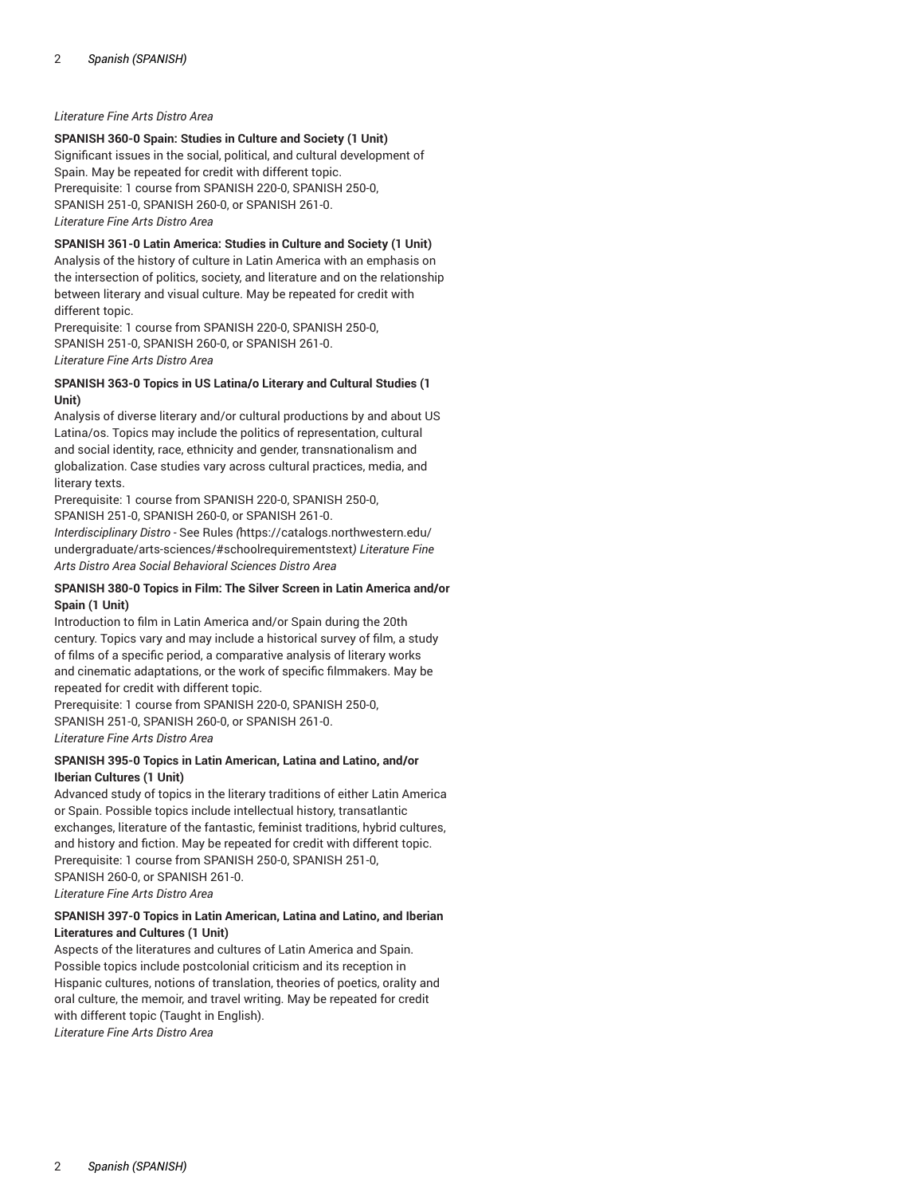*Literature Fine Arts Distro Area*

**SPANISH 360-0 Spain: Studies in Culture and Society (1 Unit)**
Significant issues in the social, political, and cultural development of Spain. May be repeated for credit with different topic.
Prerequisite: 1 course from SPANISH 220-0, SPANISH 250-0, SPANISH 251-0, SPANISH 260-0, or SPANISH 261-0.
*Literature Fine Arts Distro Area*

**SPANISH 361-0 Latin America: Studies in Culture and Society (1 Unit)**
Analysis of the history of culture in Latin America with an emphasis on the intersection of politics, society, and literature and on the relationship between literary and visual culture. May be repeated for credit with different topic.
Prerequisite: 1 course from SPANISH 220-0, SPANISH 250-0, SPANISH 251-0, SPANISH 260-0, or SPANISH 261-0.
*Literature Fine Arts Distro Area*

**SPANISH 363-0 Topics in US Latina/o Literary and Cultural Studies (1 Unit)**
Analysis of diverse literary and/or cultural productions by and about US Latina/os. Topics may include the politics of representation, cultural and social identity, race, ethnicity and gender, transnationalism and globalization. Case studies vary across cultural practices, media, and literary texts.
Prerequisite: 1 course from SPANISH 220-0, SPANISH 250-0, SPANISH 251-0, SPANISH 260-0, or SPANISH 261-0.
*Interdisciplinary Distro* - See Rules *(*https://catalogs.northwestern.edu/undergraduate/arts-sciences/#schoolrequirementstext*) Literature Fine Arts Distro Area Social Behavioral Sciences Distro Area*

**SPANISH 380-0 Topics in Film: The Silver Screen in Latin America and/or Spain (1 Unit)**
Introduction to film in Latin America and/or Spain during the 20th century. Topics vary and may include a historical survey of film, a study of films of a specific period, a comparative analysis of literary works and cinematic adaptations, or the work of specific filmmakers. May be repeated for credit with different topic.
Prerequisite: 1 course from SPANISH 220-0, SPANISH 250-0, SPANISH 251-0, SPANISH 260-0, or SPANISH 261-0.
*Literature Fine Arts Distro Area*

**SPANISH 395-0 Topics in Latin American, Latina and Latino, and/or Iberian Cultures (1 Unit)**
Advanced study of topics in the literary traditions of either Latin America or Spain. Possible topics include intellectual history, transatlantic exchanges, literature of the fantastic, feminist traditions, hybrid cultures, and history and fiction. May be repeated for credit with different topic.
Prerequisite: 1 course from SPANISH 250-0, SPANISH 251-0, SPANISH 260-0, or SPANISH 261-0.
*Literature Fine Arts Distro Area*

**SPANISH 397-0 Topics in Latin American, Latina and Latino, and Iberian Literatures and Cultures (1 Unit)**
Aspects of the literatures and cultures of Latin America and Spain. Possible topics include postcolonial criticism and its reception in Hispanic cultures, notions of translation, theories of poetics, orality and oral culture, the memoir, and travel writing. May be repeated for credit with different topic (Taught in English).
*Literature Fine Arts Distro Area*